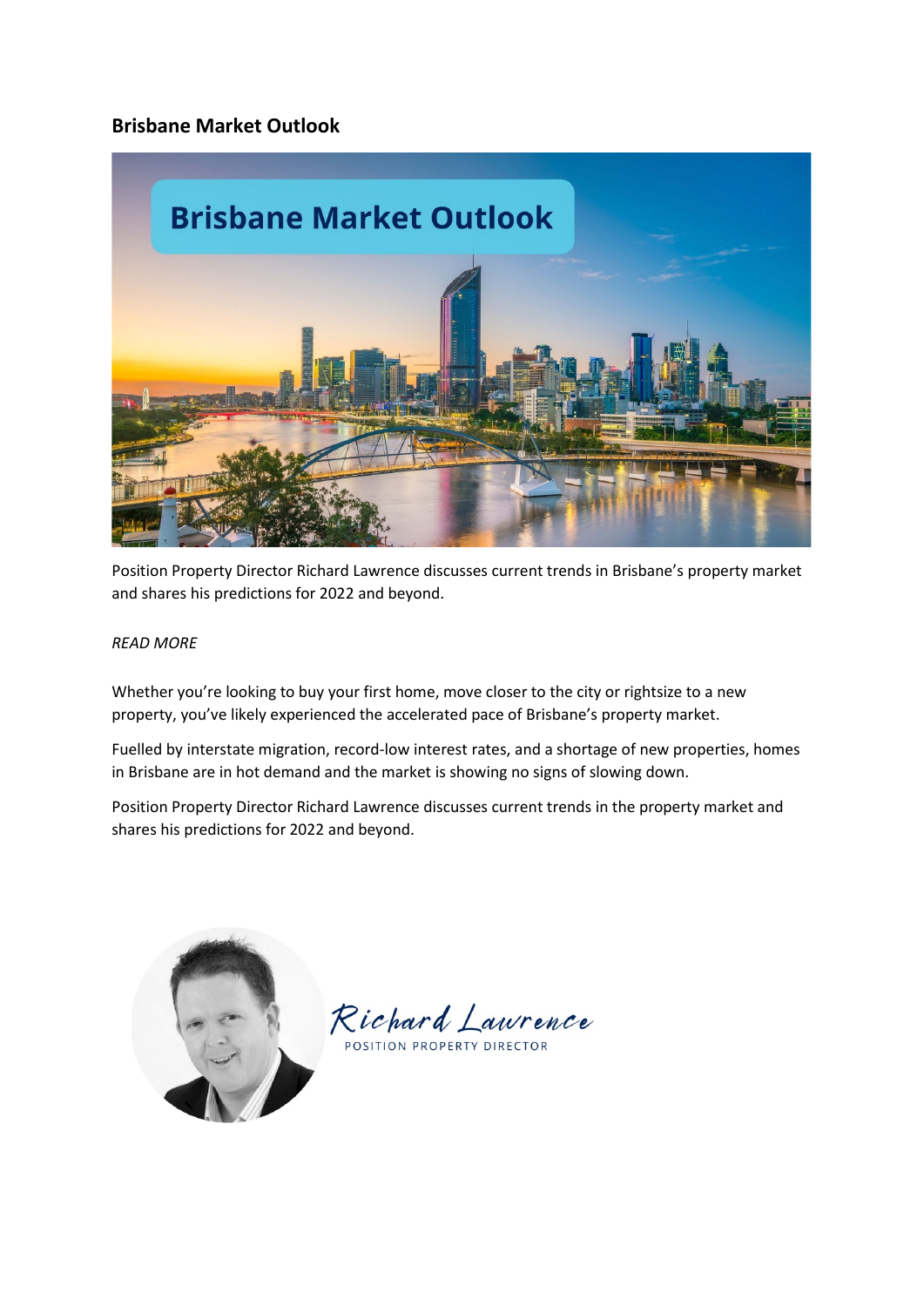## Brisbane Market Outlook

Position Property Director Richard Lawrence discusses current trends in Brisbane's property market and shares his predictions for 2022 and beyond.

*READ MORE*

Whether you're looking to buy your first home, move closer to the city or rightsize to a new property, you've likely experienced the accelerated pace of Brisbane's property market.

Fuelled by interstate migration, record-low interest rates, and a shortage of new properties, homes in Brisbane are in hot demand and the market is showing no signs of slowing down.

Position Property Director Richard Lawrence discusses current trends in the property market and shares his predictions for 2022 and beyond.

Richard Lawrence
POSITION PROPERTY DIRECTOR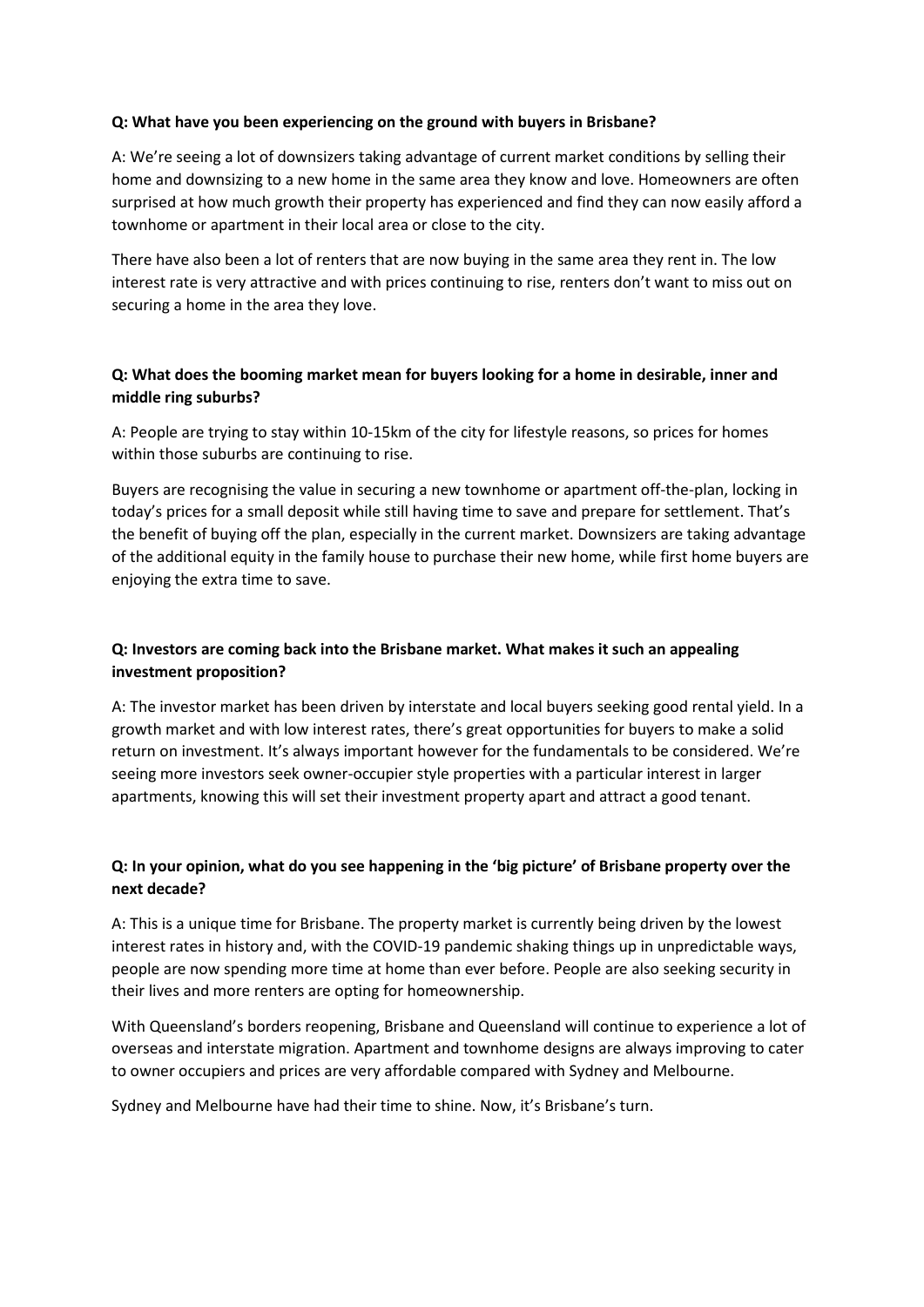**Q: What have you been experiencing on the ground with buyers in Brisbane?**

A: We're seeing a lot of downsizers taking advantage of current market conditions by selling their home and downsizing to a new home in the same area they know and love. Homeowners are often surprised at how much growth their property has experienced and find they can now easily afford a townhome or apartment in their local area or close to the city.

There have also been a lot of renters that are now buying in the same area they rent in. The low interest rate is very attractive and with prices continuing to rise, renters don't want to miss out on securing a home in the area they love.

**Q: What does the booming market mean for buyers looking for a home in desirable, inner and middle ring suburbs?**

A: People are trying to stay within 10-15km of the city for lifestyle reasons, so prices for homes within those suburbs are continuing to rise.

Buyers are recognising the value in securing a new townhome or apartment off-the-plan, locking in today's prices for a small deposit while still having time to save and prepare for settlement. That's the benefit of buying off the plan, especially in the current market. Downsizers are taking advantage of the additional equity in the family house to purchase their new home, while first home buyers are enjoying the extra time to save.

**Q: Investors are coming back into the Brisbane market. What makes it such an appealing investment proposition?**

A: The investor market has been driven by interstate and local buyers seeking good rental yield. In a growth market and with low interest rates, there's great opportunities for buyers to make a solid return on investment. It's always important however for the fundamentals to be considered. We're seeing more investors seek owner-occupier style properties with a particular interest in larger apartments, knowing this will set their investment property apart and attract a good tenant.

**Q: In your opinion, what do you see happening in the 'big picture' of Brisbane property over the next decade?**

A: This is a unique time for Brisbane. The property market is currently being driven by the lowest interest rates in history and, with the COVID-19 pandemic shaking things up in unpredictable ways, people are now spending more time at home than ever before. People are also seeking security in their lives and more renters are opting for homeownership.

With Queensland's borders reopening, Brisbane and Queensland will continue to experience a lot of overseas and interstate migration. Apartment and townhome designs are always improving to cater to owner occupiers and prices are very affordable compared with Sydney and Melbourne.

Sydney and Melbourne have had their time to shine. Now, it's Brisbane's turn.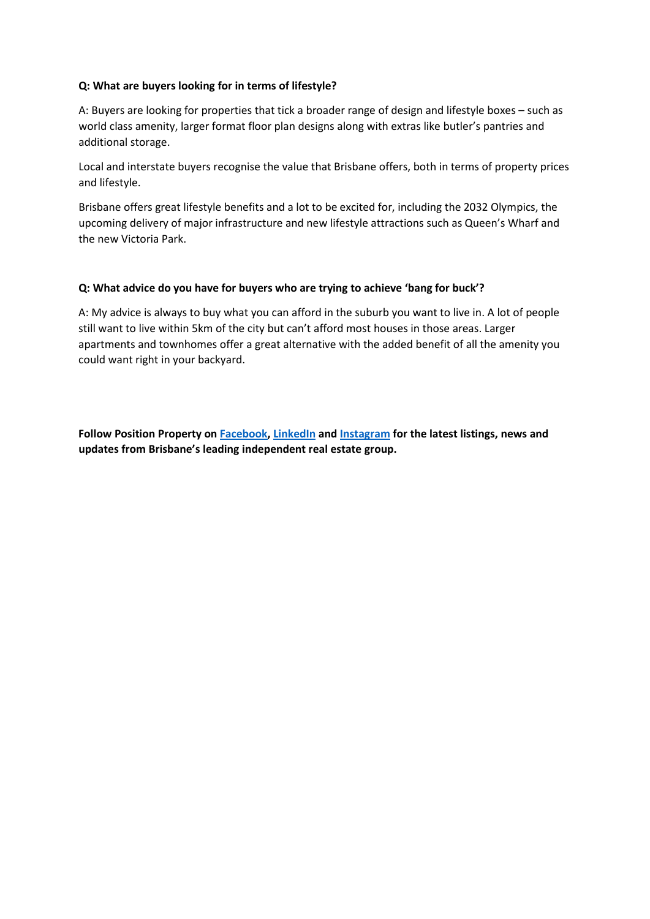**Q: What are buyers looking for in terms of lifestyle?**

A: Buyers are looking for properties that tick a broader range of design and lifestyle boxes – such as world class amenity, larger format floor plan designs along with extras like butler's pantries and additional storage.

Local and interstate buyers recognise the value that Brisbane offers, both in terms of property prices and lifestyle.

Brisbane offers great lifestyle benefits and a lot to be excited for, including the 2032 Olympics, the upcoming delivery of major infrastructure and new lifestyle attractions such as Queen's Wharf and the new Victoria Park.

**Q: What advice do you have for buyers who are trying to achieve 'bang for buck'?**

A: My advice is always to buy what you can afford in the suburb you want to live in. A lot of people still want to live within 5km of the city but can't afford most houses in those areas. Larger apartments and townhomes offer a great alternative with the added benefit of all the amenity you could want right in your backyard.

**Follow Position Property on Facebook, LinkedIn and Instagram for the latest listings, news and updates from Brisbane's leading independent real estate group.**